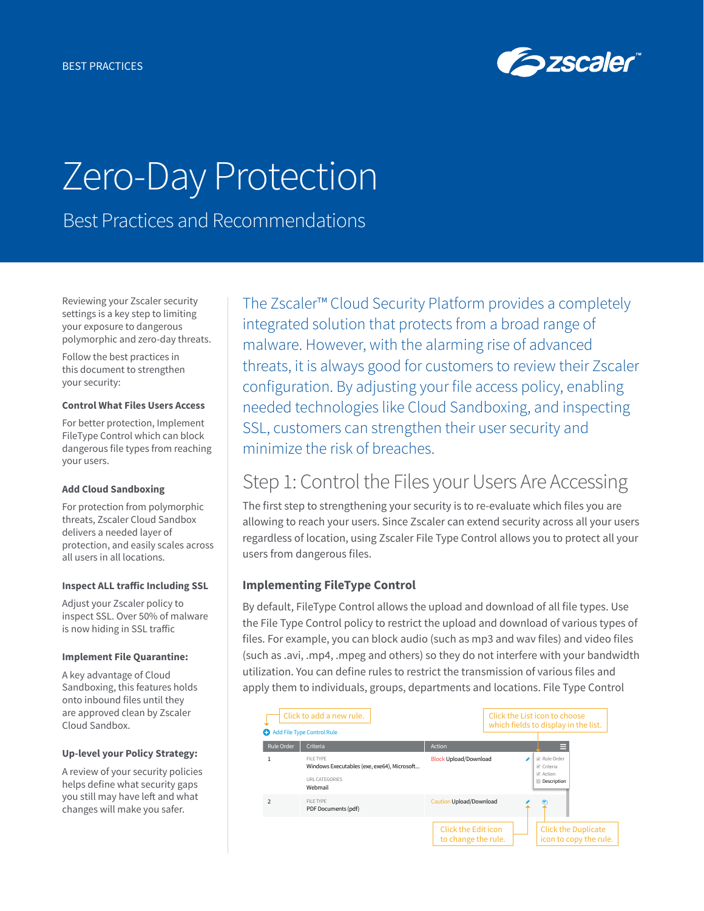BEST PRACTICES

# Zero-Day Protection

## Best Practices and Recommendations

Reviewing your Zscaler security settings is a key step to limiting your exposure to dangerous polymorphic and zero-day threats.

Follow the best practices in this document to strengthen your security:

**Control What Files Users Access**

For better protection, Implement FileType Control which can block dangerous file types from reaching your users.

**Add Cloud Sandboxing**

For protection from polymorphic threats, Zscaler Cloud Sandbox delivers a needed layer of protection, and easily scales across all users in all locations.

**Inspect ALL traffic Including SSL**

Adjust your Zscaler policy to inspect SSL. Over 50% of malware is now hiding in SSL traffic

**Implement File Quarantine:**

A key advantage of Cloud Sandboxing, this features holds onto inbound files until they are approved clean by Zscaler Cloud Sandbox.

**Up-level your Policy Strategy:**

A review of your security policies helps define what security gaps you still may have left and what changes will make you safer.

The Zscaler™ Cloud Security Platform provides a completely integrated solution that protects from a broad range of malware. However, with the alarming rise of advanced threats, it is always good for customers to review their Zscaler configuration. By adjusting your file access policy, enabling needed technologies like Cloud Sandboxing, and inspecting SSL, customers can strengthen their user security and minimize the risk of breaches.

## Step 1: Control the Files your Users Are Accessing

The first step to strengthening your security is to re-evaluate which files you are allowing to reach your users. Since Zscaler can extend security across all your users regardless of location, using Zscaler File Type Control allows you to protect all your users from dangerous files.

### Implementing FileType Control

By default, FileType Control allows the upload and download of all file types. Use the File Type Control policy to restrict the upload and download of various types of files. For example, you can block audio (such as mp3 and wav files) and video files (such as .avi, .mp4, .mpeg and others) so they do not interfere with your bandwidth utilization. You can define rules to restrict the transmission of various files and apply them to individuals, groups, departments and locations. File Type Control

Click to add a new rule.

Click the List icon to choose which fields to display in the list.

Add File Type Control Rule

| Rule Order | Criteria | Action |
|---|---|---|
| 1 | FILE TYPE<br>Windows Executables (exe, exe64), Microsoft...<br>URL CATEGORIES<br>Webmail | Block Upload/Download |
| 2 | FILE TYPE<br>PDF Documents (pdf) | Caution Upload/Download |

☑ Rule Order ☑ Criteria ☑ Action ☐ Description

Click the Edit icon to change the rule.

Click the Duplicate icon to copy the rule.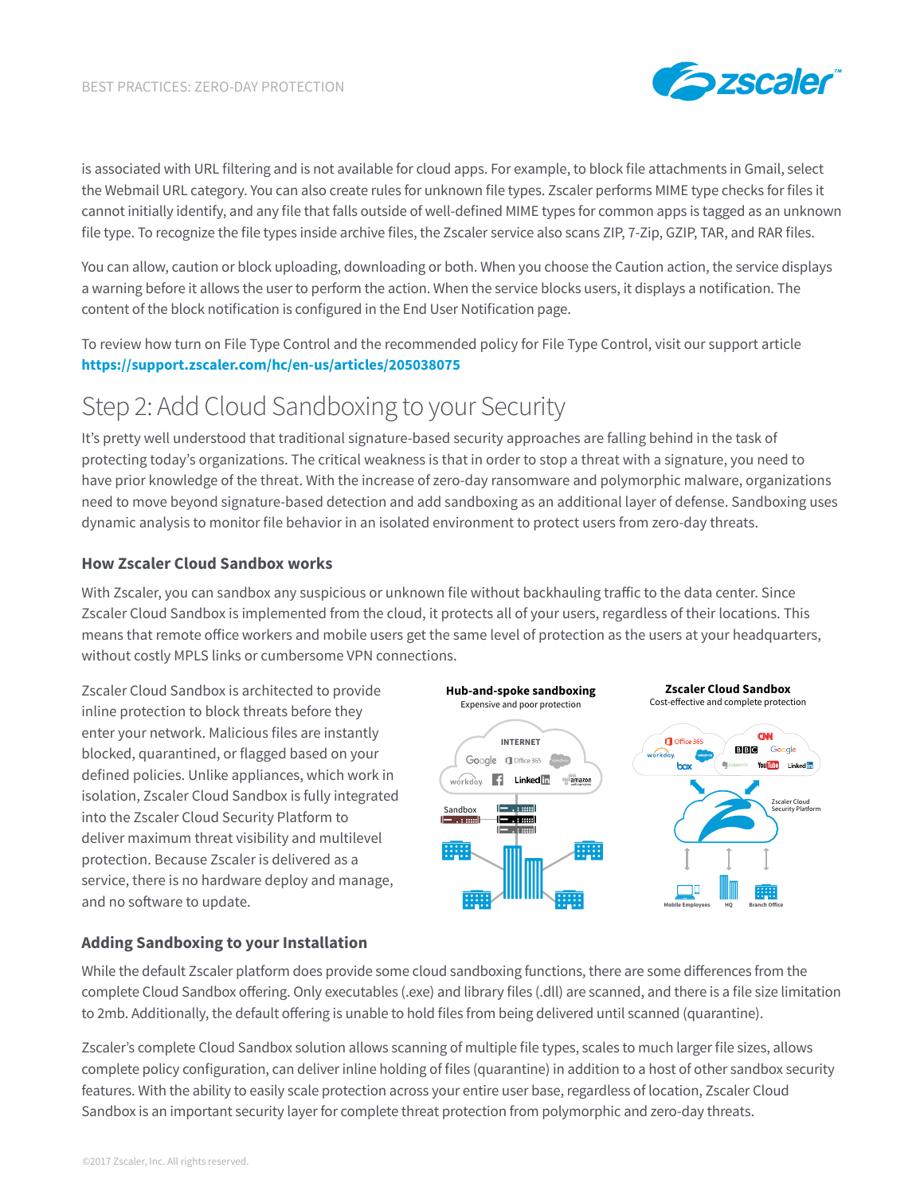is associated with URL filtering and is not available for cloud apps. For example, to block file attachments in Gmail, select the Webmail URL category. You can also create rules for unknown file types. Zscaler performs MIME type checks for files it cannot initially identify, and any file that falls outside of well-defined MIME types for common apps is tagged as an unknown file type. To recognize the file types inside archive files, the Zscaler service also scans ZIP, 7-Zip, GZIP, TAR, and RAR files.

You can allow, caution or block uploading, downloading or both. When you choose the Caution action, the service displays a warning before it allows the user to perform the action. When the service blocks users, it displays a notification. The content of the block notification is configured in the End User Notification page.

To review how turn on File Type Control and the recommended policy for File Type Control, visit our support article **https://support.zscaler.com/hc/en-us/articles/205038075**

# Step 2: Add Cloud Sandboxing to your Security

It's pretty well understood that traditional signature-based security approaches are falling behind in the task of protecting today's organizations. The critical weakness is that in order to stop a threat with a signature, you need to have prior knowledge of the threat. With the increase of zero-day ransomware and polymorphic malware, organizations need to move beyond signature-based detection and add sandboxing as an additional layer of defense. Sandboxing uses dynamic analysis to monitor file behavior in an isolated environment to protect users from zero-day threats.

### How Zscaler Cloud Sandbox works

With Zscaler, you can sandbox any suspicious or unknown file without backhauling traffic to the data center. Since Zscaler Cloud Sandbox is implemented from the cloud, it protects all of your users, regardless of their locations. This means that remote office workers and mobile users get the same level of protection as the users at your headquarters, without costly MPLS links or cumbersome VPN connections.

Zscaler Cloud Sandbox is architected to provide inline protection to block threats before they enter your network. Malicious files are instantly blocked, quarantined, or flagged based on your defined policies. Unlike appliances, which work in isolation, Zscaler Cloud Sandbox is fully integrated into the Zscaler Cloud Security Platform to deliver maximum threat visibility and multilevel protection. Because Zscaler is delivered as a service, there is no hardware deploy and manage, and no software to update.

**Hub-and-spoke sandboxing**
Expensive and poor protection

**Zscaler Cloud Sandbox**
Cost-effective and complete protection

### Adding Sandboxing to your Installation

While the default Zscaler platform does provide some cloud sandboxing functions, there are some differences from the complete Cloud Sandbox offering. Only executables (.exe) and library files (.dll) are scanned, and there is a file size limitation to 2mb. Additionally, the default offering is unable to hold files from being delivered until scanned (quarantine).

Zscaler's complete Cloud Sandbox solution allows scanning of multiple file types, scales to much larger file sizes, allows complete policy configuration, can deliver inline holding of files (quarantine) in addition to a host of other sandbox security features. With the ability to easily scale protection across your entire user base, regardless of location, Zscaler Cloud Sandbox is an important security layer for complete threat protection from polymorphic and zero-day threats.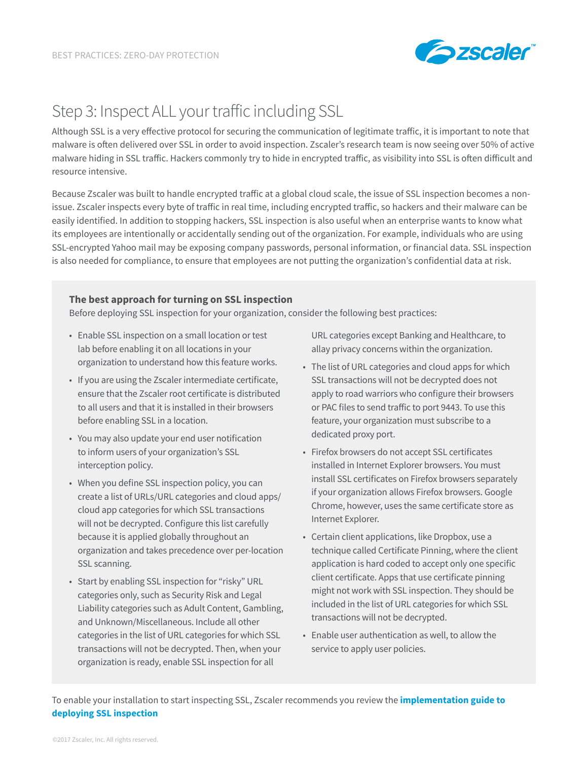# Step 3: Inspect ALL your traffic including SSL

Although SSL is a very effective protocol for securing the communication of legitimate traffic, it is important to note that malware is often delivered over SSL in order to avoid inspection. Zscaler's research team is now seeing over 50% of active malware hiding in SSL traffic. Hackers commonly try to hide in encrypted traffic, as visibility into SSL is often difficult and resource intensive.

Because Zscaler was built to handle encrypted traffic at a global cloud scale, the issue of SSL inspection becomes a non-issue. Zscaler inspects every byte of traffic in real time, including encrypted traffic, so hackers and their malware can be easily identified. In addition to stopping hackers, SSL inspection is also useful when an enterprise wants to know what its employees are intentionally or accidentally sending out of the organization. For example, individuals who are using SSL-encrypted Yahoo mail may be exposing company passwords, personal information, or financial data. SSL inspection is also needed for compliance, to ensure that employees are not putting the organization's confidential data at risk.

**The best approach for turning on SSL inspection**

Before deploying SSL inspection for your organization, consider the following best practices:

- Enable SSL inspection on a small location or test lab before enabling it on all locations in your organization to understand how this feature works.
- If you are using the Zscaler intermediate certificate, ensure that the Zscaler root certificate is distributed to all users and that it is installed in their browsers before enabling SSL in a location.
- You may also update your end user notification to inform users of your organization's SSL interception policy.
- When you define SSL inspection policy, you can create a list of URLs/URL categories and cloud apps/cloud app categories for which SSL transactions will not be decrypted. Configure this list carefully because it is applied globally throughout an organization and takes precedence over per-location SSL scanning.
- Start by enabling SSL inspection for "risky" URL categories only, such as Security Risk and Legal Liability categories such as Adult Content, Gambling, and Unknown/Miscellaneous. Include all other categories in the list of URL categories for which SSL transactions will not be decrypted. Then, when your organization is ready, enable SSL inspection for all URL categories except Banking and Healthcare, to allay privacy concerns within the organization.
- The list of URL categories and cloud apps for which SSL transactions will not be decrypted does not apply to road warriors who configure their browsers or PAC files to send traffic to port 9443. To use this feature, your organization must subscribe to a dedicated proxy port.
- Firefox browsers do not accept SSL certificates installed in Internet Explorer browsers. You must install SSL certificates on Firefox browsers separately if your organization allows Firefox browsers. Google Chrome, however, uses the same certificate store as Internet Explorer.
- Certain client applications, like Dropbox, use a technique called Certificate Pinning, where the client application is hard coded to accept only one specific client certificate. Apps that use certificate pinning might not work with SSL inspection. They should be included in the list of URL categories for which SSL transactions will not be decrypted.
- Enable user authentication as well, to allow the service to apply user policies.

To enable your installation to start inspecting SSL, Zscaler recommends you review the **implementation guide to deploying SSL inspection**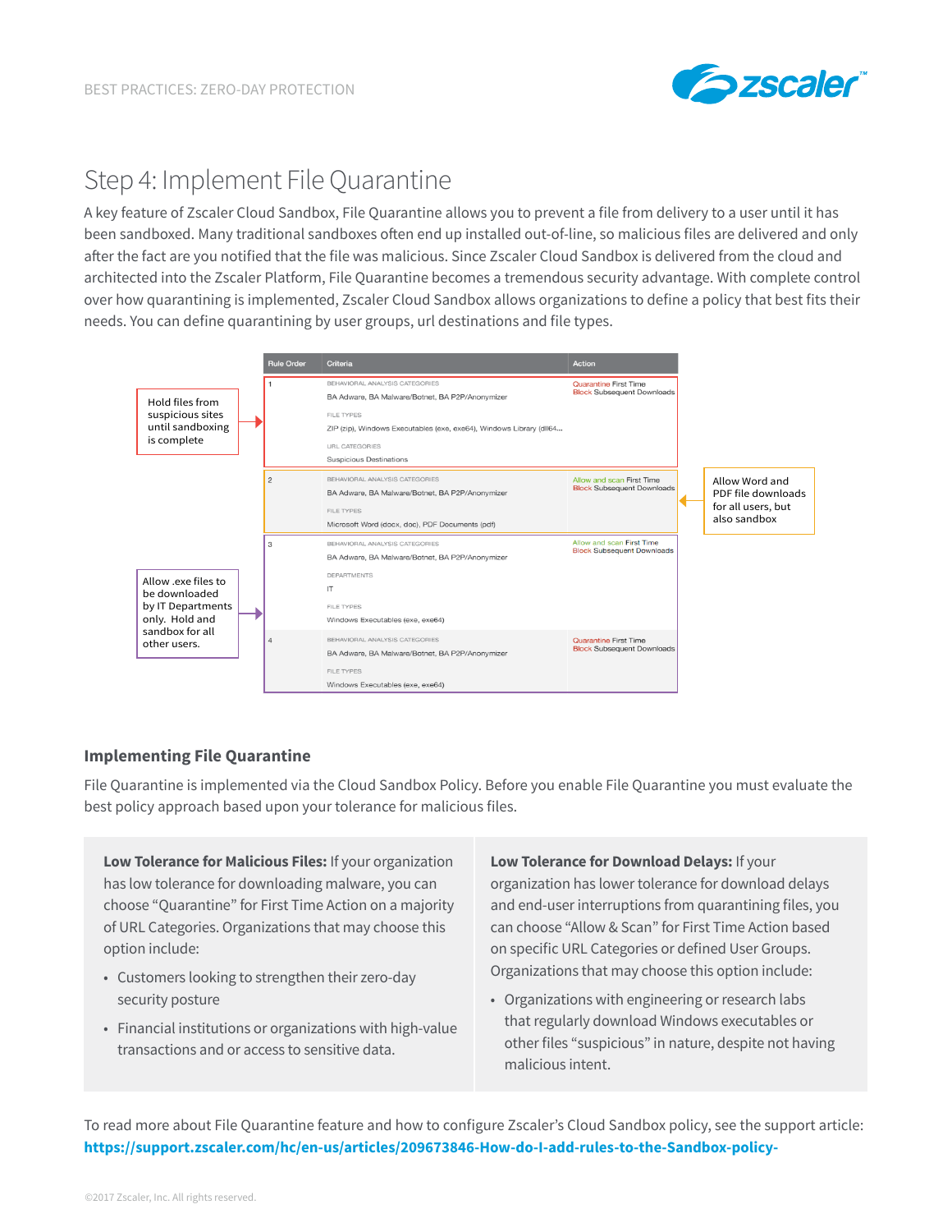## Step 4: Implement File Quarantine

A key feature of Zscaler Cloud Sandbox, File Quarantine allows you to prevent a file from delivery to a user until it has been sandboxed. Many traditional sandboxes often end up installed out-of-line, so malicious files are delivered and only after the fact are you notified that the file was malicious. Since Zscaler Cloud Sandbox is delivered from the cloud and architected into the Zscaler Platform, File Quarantine becomes a tremendous security advantage. With complete control over how quarantining is implemented, Zscaler Cloud Sandbox allows organizations to define a policy that best fits their needs. You can define quarantining by user groups, url destinations and file types.

| Rule Order | Criteria | Action |
|---|---|---|
| 1 | BEHAVIORAL ANALYSIS CATEGORIES<br>BA Adware, BA Malware/Botnet, BA P2P/Anonymizer<br>FILE TYPES<br>ZIP (zip), Windows Executables (exe, exe64), Windows Library (dll64...<br>URL CATEGORIES<br>Suspicious Destinations | Quarantine First Time<br>Block Subsequent Downloads |
| 2 | BEHAVIORAL ANALYSIS CATEGORIES<br>BA Adware, BA Malware/Botnet, BA P2P/Anonymizer<br>FILE TYPES<br>Microsoft Word (docx, doc), PDF Documents (pdf) | Allow and scan First Time<br>Block Subsequent Downloads |
| 3 | BEHAVIORAL ANALYSIS CATEGORIES<br>BA Adware, BA Malware/Botnet, BA P2P/Anonymizer<br>DEPARTMENTS<br>IT<br>FILE TYPES<br>Windows Executables (exe, exe64) | Allow and scan First Time<br>Block Subsequent Downloads |
| 4 | BEHAVIORAL ANALYSIS CATEGORIES<br>BA Adware, BA Malware/Botnet, BA P2P/Anonymizer<br>FILE TYPES<br>Windows Executables (exe, exe64) | Quarantine First Time<br>Block Subsequent Downloads |

- Rule 1: Hold files from suspicious sites until sandboxing is complete
- Rule 2: Allow Word and PDF file downloads for all users, but also sandbox
- Rules 3–4: Allow .exe files to be downloaded by IT Departments only. Hold and sandbox for all other users.

### Implementing File Quarantine

File Quarantine is implemented via the Cloud Sandbox Policy. Before you enable File Quarantine you must evaluate the best policy approach based upon your tolerance for malicious files.

**Low Tolerance for Malicious Files:** If your organization has low tolerance for downloading malware, you can choose "Quarantine" for First Time Action on a majority of URL Categories. Organizations that may choose this option include:

- Customers looking to strengthen their zero-day security posture
- Financial institutions or organizations with high-value transactions and or access to sensitive data.

**Low Tolerance for Download Delays:** If your organization has lower tolerance for download delays and end-user interruptions from quarantining files, you can choose "Allow & Scan" for First Time Action based on specific URL Categories or defined User Groups. Organizations that may choose this option include:

- Organizations with engineering or research labs that regularly download Windows executables or other files "suspicious" in nature, despite not having malicious intent.

To read more about File Quarantine feature and how to configure Zscaler's Cloud Sandbox policy, see the support article: **https://support.zscaler.com/hc/en-us/articles/209673846-How-do-I-add-rules-to-the-Sandbox-policy-**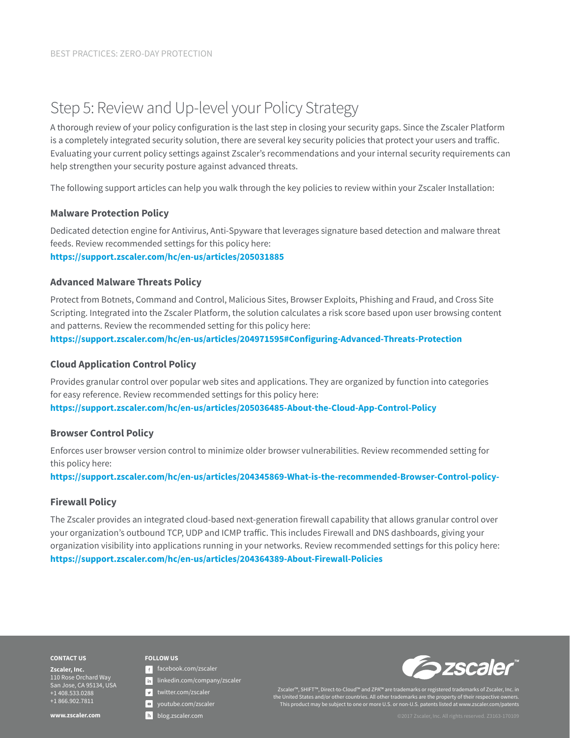## Step 5: Review and Up-level your Policy Strategy

A thorough review of your policy configuration is the last step in closing your security gaps. Since the Zscaler Platform is a completely integrated security solution, there are several key security policies that protect your users and traffic. Evaluating your current policy settings against Zscaler's recommendations and your internal security requirements can help strengthen your security posture against advanced threats.

The following support articles can help you walk through the key policies to review within your Zscaler Installation:

### Malware Protection Policy

Dedicated detection engine for Antivirus, Anti-Spyware that leverages signature based detection and malware threat feeds. Review recommended settings for this policy here:
**https://support.zscaler.com/hc/en-us/articles/205031885**

### Advanced Malware Threats Policy

Protect from Botnets, Command and Control, Malicious Sites, Browser Exploits, Phishing and Fraud, and Cross Site Scripting. Integrated into the Zscaler Platform, the solution calculates a risk score based upon user browsing content and patterns. Review the recommended setting for this policy here:
**https://support.zscaler.com/hc/en-us/articles/204971595#Configuring-Advanced-Threats-Protection**

### Cloud Application Control Policy

Provides granular control over popular web sites and applications. They are organized by function into categories for easy reference. Review recommended settings for this policy here:
**https://support.zscaler.com/hc/en-us/articles/205036485-About-the-Cloud-App-Control-Policy**

### Browser Control Policy

Enforces user browser version control to minimize older browser vulnerabilities. Review recommended setting for this policy here:
**https://support.zscaler.com/hc/en-us/articles/204345869-What-is-the-recommended-Browser-Control-policy-**

### Firewall Policy

The Zscaler provides an integrated cloud-based next-generation firewall capability that allows granular control over your organization's outbound TCP, UDP and ICMP traffic. This includes Firewall and DNS dashboards, giving your organization visibility into applications running in your networks. Review recommended settings for this policy here:
**https://support.zscaler.com/hc/en-us/articles/204364389-About-Firewall-Policies**

**CONTACT US**

**Zscaler, Inc.**
110 Rose Orchard Way
San Jose, CA 95134, USA
+1 408.533.0288
+1 866.902.7811

**www.zscaler.com**

**FOLLOW US**

- facebook.com/zscaler
- linkedin.com/company/zscaler
- twitter.com/zscaler
- youtube.com/zscaler
- blog.zscaler.com

Zscaler™, SHIFT™, Direct-to-Cloud™ and ZPA™ are trademarks or registered trademarks of Zscaler, Inc. in the United States and/or other countries. All other trademarks are the property of their respective owners. This product may be subject to one or more U.S. or non-U.S. patents listed at www.zscaler.com/patents

©2017 Zscaler, Inc. All rights reserved. Z3163-170109